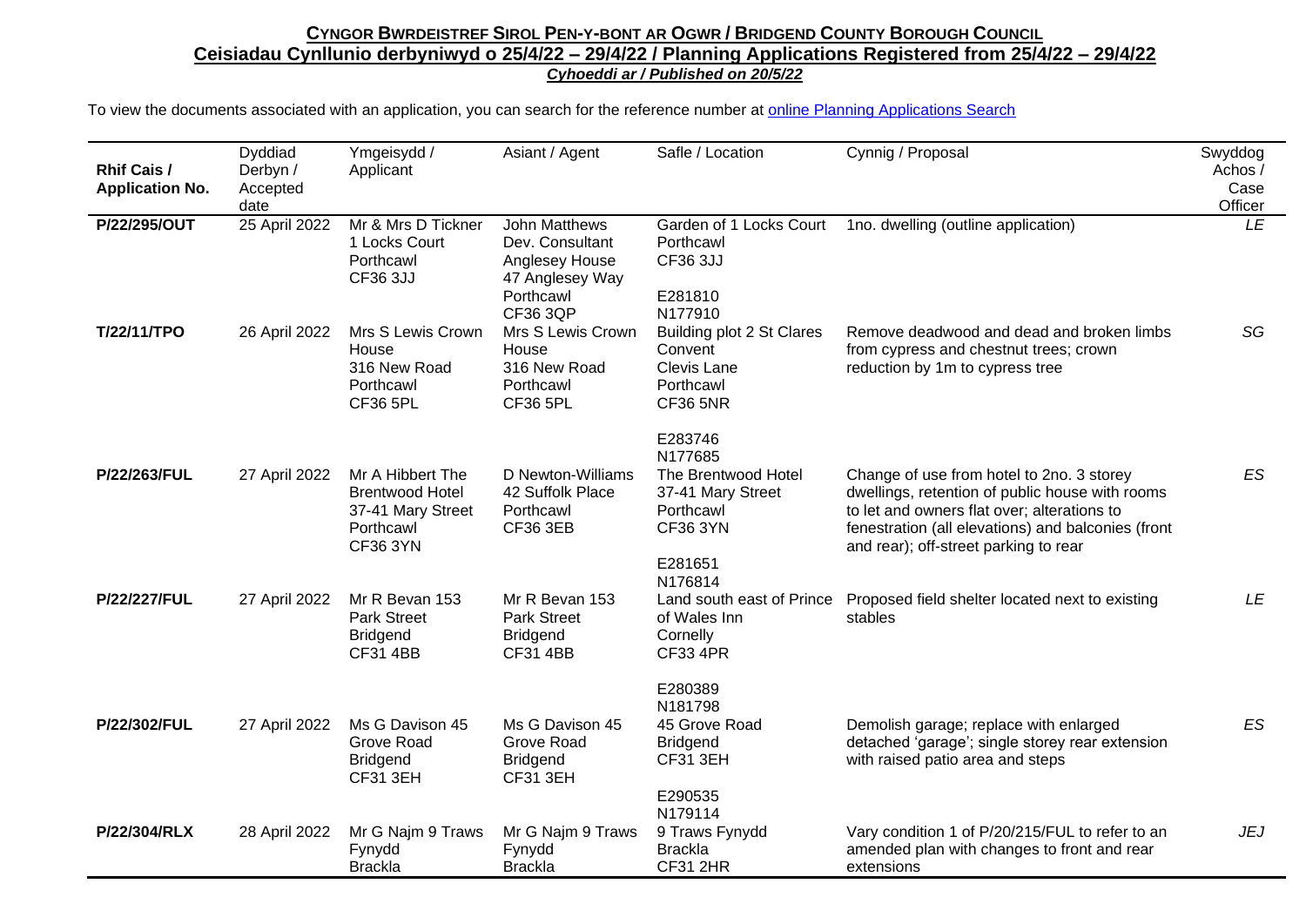# Cyngor Bwrdeistref Sirol Pen-y-bont ar Ogwr / Bridgend County Borough Council

## Ceisiadau Cynllunio derbyniwyd o 25/4/22 – 29/4/22 / Planning Applications Registered from 25/4/22 – 29/4/22

***Cyhoeddi ar / Published on 20/5/22***

To view the documents associated with an application, you can search for the reference number at [online Planning Applications Search]()

| Rhif Cais / Application No. | Dyddiad Derbyn / Accepted date | Ymgeisydd / Applicant | Asiant / Agent | Safle / Location | Cynnig / Proposal | Swyddog Achos / Case Officer |
|---|---|---|---|---|---|---|
| **P/22/295/OUT** | 25 April 2022 | Mr & Mrs D Tickner 1 Locks Court Porthcawl CF36 3JJ | John Matthews Dev. Consultant Anglesey House 47 Anglesey Way Porthcawl CF36 3QP | Garden of 1 Locks Court Porthcawl CF36 3JJ<br><br>E281810 N177910 | 1no. dwelling (outline application) | *LE* |
| **T/22/11/TPO** | 26 April 2022 | Mrs S Lewis Crown House 316 New Road Porthcawl CF36 5PL | Mrs S Lewis Crown House 316 New Road Porthcawl CF36 5PL | Building plot 2 St Clares Convent Clevis Lane Porthcawl CF36 5NR<br><br>E283746 N177685 | Remove deadwood and dead and broken limbs from cypress and chestnut trees; crown reduction by 1m to cypress tree | *SG* |
| **P/22/263/FUL** | 27 April 2022 | Mr A Hibbert The Brentwood Hotel 37-41 Mary Street Porthcawl CF36 3YN | D Newton-Williams 42 Suffolk Place Porthcawl CF36 3EB | The Brentwood Hotel 37-41 Mary Street Porthcawl CF36 3YN<br><br>E281651 N176814 | Change of use from hotel to 2no. 3 storey dwellings, retention of public house with rooms to let and owners flat over; alterations to fenestration (all elevations) and balconies (front and rear); off-street parking to rear | *ES* |
| **P/22/227/FUL** | 27 April 2022 | Mr R Bevan 153 Park Street Bridgend CF31 4BB | Mr R Bevan 153 Park Street Bridgend CF31 4BB | Land south east of Prince of Wales Inn Cornelly CF33 4PR<br><br>E280389 N181798 | Proposed field shelter located next to existing stables | *LE* |
| **P/22/302/FUL** | 27 April 2022 | Ms G Davison 45 Grove Road Bridgend CF31 3EH | Ms G Davison 45 Grove Road Bridgend CF31 3EH | 45 Grove Road Bridgend CF31 3EH<br><br>E290535 N179114 | Demolish garage; replace with enlarged detached 'garage'; single storey rear extension with raised patio area and steps | *ES* |
| **P/22/304/RLX** | 28 April 2022 | Mr G Najm 9 Traws Fynydd Brackla | Mr G Najm 9 Traws Fynydd Brackla | 9 Traws Fynydd Brackla CF31 2HR | Vary condition 1 of P/20/215/FUL to refer to an amended plan with changes to front and rear extensions | *JEJ* |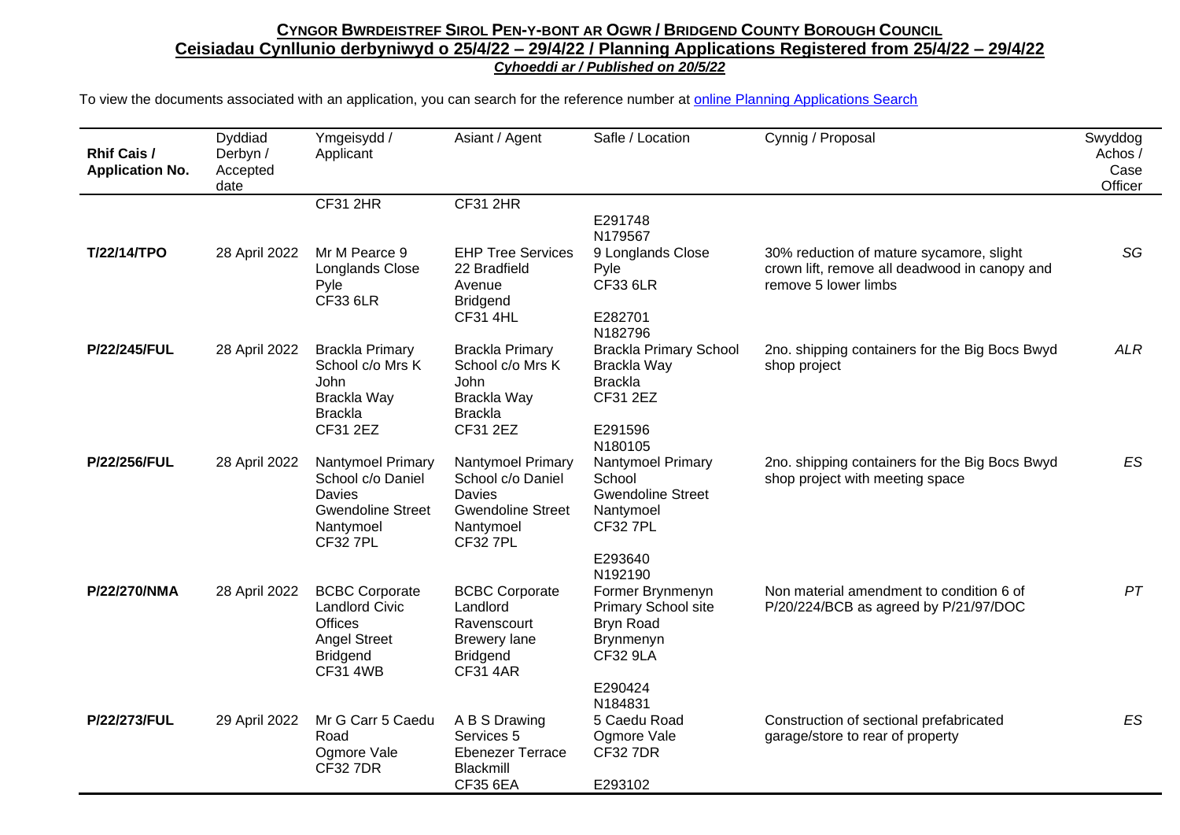**CYNGOR BWRDEISTREF SIROL PEN-Y-BONT AR OGWR / BRIDGEND COUNTY BOROUGH COUNCIL**
**Ceisiadau Cynllunio derbyniwyd o 25/4/22 – 29/4/22 / Planning Applications Registered from 25/4/22 – 29/4/22**
***Cyhoeddi ar / Published on 20/5/22***

To view the documents associated with an application, you can search for the reference number at [online Planning Applications Search]()

| Rhif Cais / Application No. | Dyddiad Derbyn / Accepted date | Ymgeisydd / Applicant | Asiant / Agent | Safle / Location | Cynnig / Proposal | Swyddog Achos / Case Officer |
|---|---|---|---|---|---|---|
| | | CF31 2HR | CF31 2HR | E291748 N179567 | | |
| T/22/14/TPO | 28 April 2022 | Mr M Pearce 9 Longlands Close Pyle CF33 6LR | EHP Tree Services 22 Bradfield Avenue Bridgend CF31 4HL | 9 Longlands Close Pyle CF33 6LR<br><br>E282701 N182796 | 30% reduction of mature sycamore, slight crown lift, remove all deadwood in canopy and remove 5 lower limbs | SG |
| P/22/245/FUL | 28 April 2022 | Brackla Primary School c/o Mrs K John Brackla Way Brackla CF31 2EZ | Brackla Primary School c/o Mrs K John Brackla Way Brackla CF31 2EZ | Brackla Primary School Brackla Way Brackla CF31 2EZ<br><br>E291596 N180105 | 2no. shipping containers for the Big Bocs Bwyd shop project | ALR |
| P/22/256/FUL | 28 April 2022 | Nantymoel Primary School c/o Daniel Davies Gwendoline Street Nantymoel CF32 7PL | Nantymoel Primary School c/o Daniel Davies Gwendoline Street Nantymoel CF32 7PL | Nantymoel Primary School Gwendoline Street Nantymoel CF32 7PL<br><br>E293640 N192190 | 2no. shipping containers for the Big Bocs Bwyd shop project with meeting space | ES |
| P/22/270/NMA | 28 April 2022 | BCBC Corporate Landlord Civic Offices Angel Street Bridgend CF31 4WB | BCBC Corporate Landlord Ravenscourt Brewery lane Bridgend CF31 4AR | Former Brynmenyn Primary School site Bryn Road Brynmenyn CF32 9LA<br><br>E290424 N184831 | Non material amendment to condition 6 of P/20/224/BCB as agreed by P/21/97/DOC | PT |
| P/22/273/FUL | 29 April 2022 | Mr G Carr 5 Caedu Road Ogmore Vale CF32 7DR | A B S Drawing Services 5 Ebenezer Terrace Blackmill CF35 6EA | 5 Caedu Road Ogmore Vale CF32 7DR<br><br>E293102 | Construction of sectional prefabricated garage/store to rear of property | ES |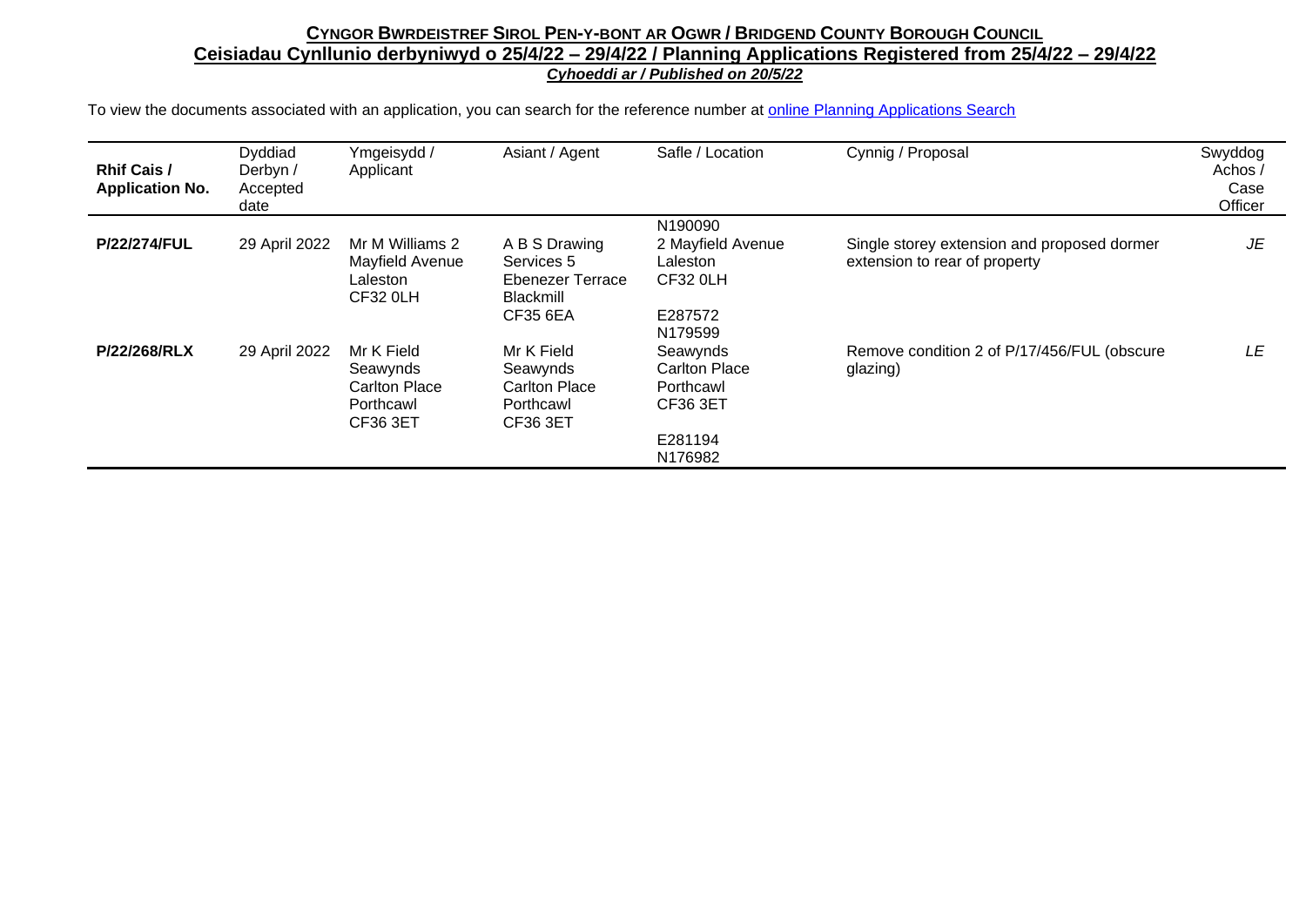**CYNGOR BWRDEISTREF SIROL PEN-Y-BONT AR OGWR / BRIDGEND COUNTY BOROUGH COUNCIL**

**Ceisiadau Cynllunio derbyniwyd o 25/4/22 – 29/4/22 / Planning Applications Registered from 25/4/22 – 29/4/22**

***Cyhoeddi ar / Published on 20/5/22***

To view the documents associated with an application, you can search for the reference number at [online Planning Applications Search]()

| Rhif Cais / Application No. | Dyddiad Derbyn / Accepted date | Ymgeisydd / Applicant | Asiant / Agent | Safle / Location | Cynnig / Proposal | Swyddog Achos / Case Officer |
|---|---|---|---|---|---|---|
| | | | | N190090 | | |
| **P/22/274/FUL** | 29 April 2022 | Mr M Williams 2 Mayfield Avenue Laleston CF32 0LH | A B S Drawing Services 5 Ebenezer Terrace Blackmill CF35 6EA | 2 Mayfield Avenue Laleston CF32 0LH<br><br>E287572<br>N179599 | Single storey extension and proposed dormer extension to rear of property | *JE* |
| **P/22/268/RLX** | 29 April 2022 | Mr K Field Seawynds Carlton Place Porthcawl CF36 3ET | Mr K Field Seawynds Carlton Place Porthcawl CF36 3ET | Seawynds Carlton Place Porthcawl CF36 3ET<br><br>E281194<br>N176982 | Remove condition 2 of P/17/456/FUL (obscure glazing) | *LE* |